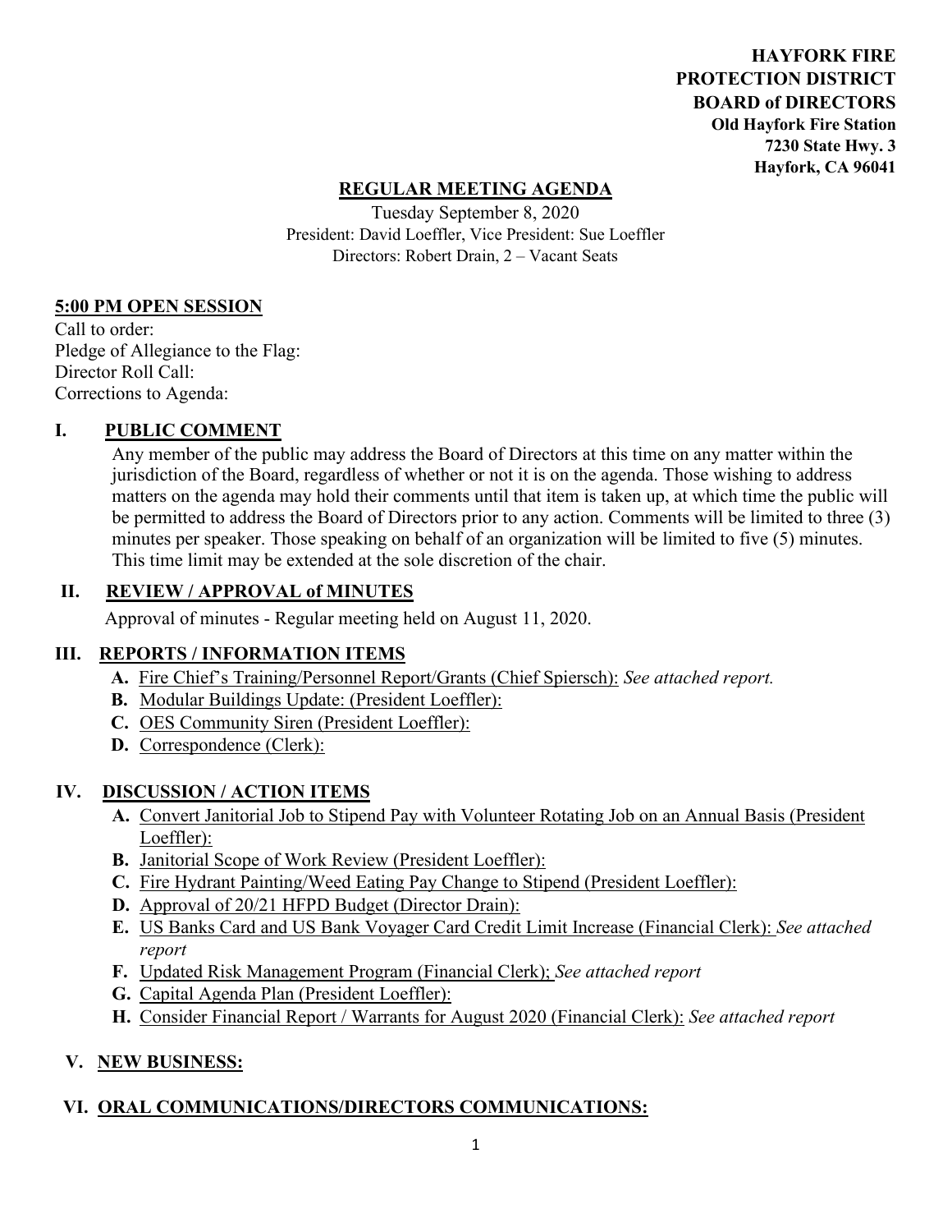**HAYFORK FIRE PROTECTION DISTRICT BOARD of DIRECTORS**
**Old Hayfork Fire Station**
**7230 State Hwy. 3**
**Hayfork, CA 96041**

# REGULAR MEETING AGENDA

Tuesday September 8, 2020
President: David Loeffler, Vice President: Sue Loeffler
Directors: Robert Drain, 2 – Vacant Seats

## 5:00 PM OPEN SESSION

Call to order:
Pledge of Allegiance to the Flag:
Director Roll Call:
Corrections to Agenda:

## I. PUBLIC COMMENT

Any member of the public may address the Board of Directors at this time on any matter within the jurisdiction of the Board, regardless of whether or not it is on the agenda. Those wishing to address matters on the agenda may hold their comments until that item is taken up, at which time the public will be permitted to address the Board of Directors prior to any action. Comments will be limited to three (3) minutes per speaker. Those speaking on behalf of an organization will be limited to five (5) minutes. This time limit may be extended at the sole discretion of the chair.

## II. REVIEW / APPROVAL of MINUTES

Approval of minutes - Regular meeting held on August 11, 2020.

## III. REPORTS / INFORMATION ITEMS

- **A.** Fire Chief's Training/Personnel Report/Grants (Chief Spiersch): *See attached report.*
- **B.** Modular Buildings Update: (President Loeffler):
- **C.** OES Community Siren (President Loeffler):
- **D.** Correspondence (Clerk):

## IV. DISCUSSION / ACTION ITEMS

- **A.** Convert Janitorial Job to Stipend Pay with Volunteer Rotating Job on an Annual Basis (President Loeffler):
- **B.** Janitorial Scope of Work Review (President Loeffler):
- **C.** Fire Hydrant Painting/Weed Eating Pay Change to Stipend (President Loeffler):
- **D.** Approval of 20/21 HFPD Budget (Director Drain):
- **E.** US Banks Card and US Bank Voyager Card Credit Limit Increase (Financial Clerk): *See attached report*
- **F.** Updated Risk Management Program (Financial Clerk); *See attached report*
- **G.** Capital Agenda Plan (President Loeffler):
- **H.** Consider Financial Report / Warrants for August 2020 (Financial Clerk): *See attached report*

## V. NEW BUSINESS:

## VI. ORAL COMMUNICATIONS/DIRECTORS COMMUNICATIONS: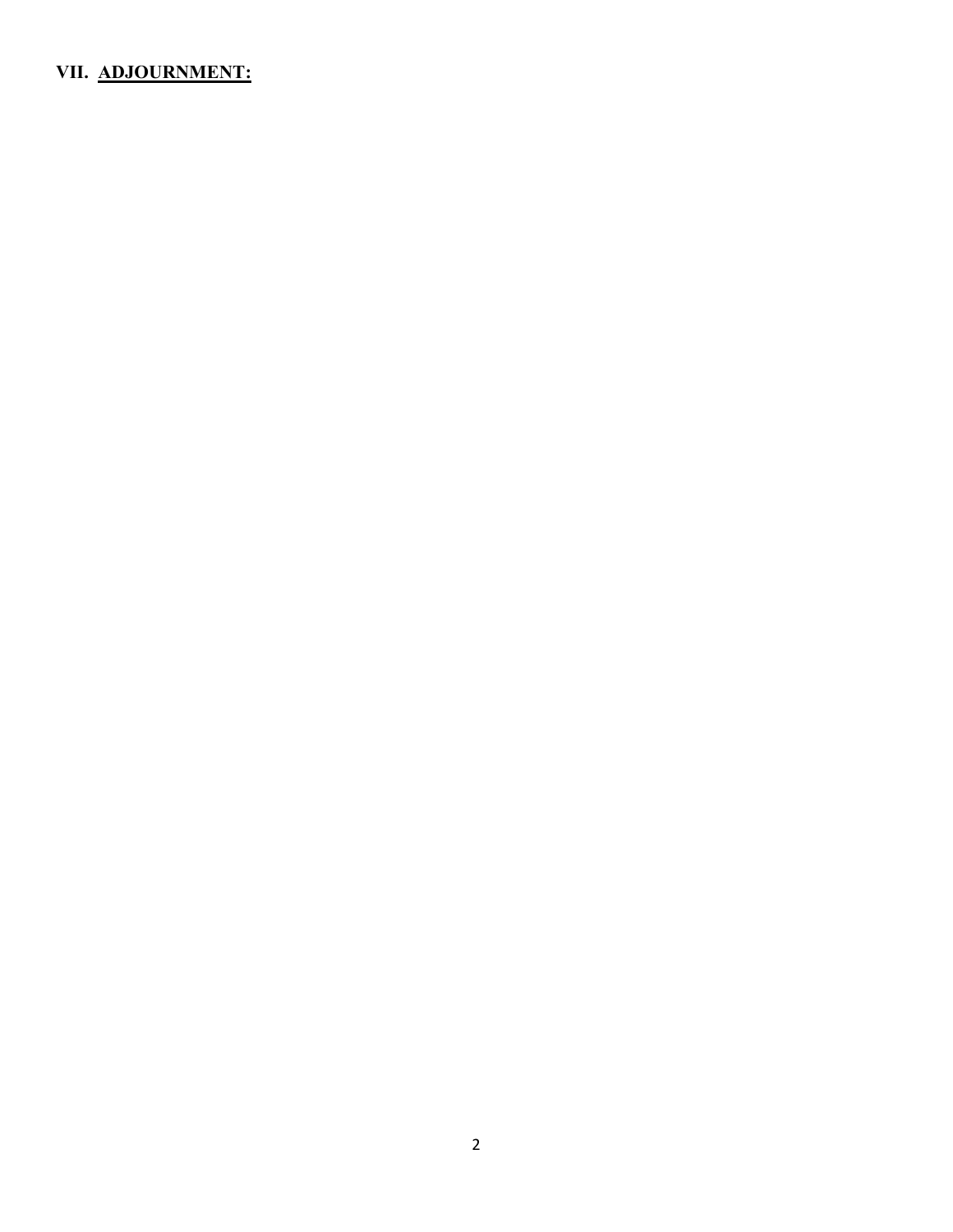## VII. **ADJOURNMENT:**